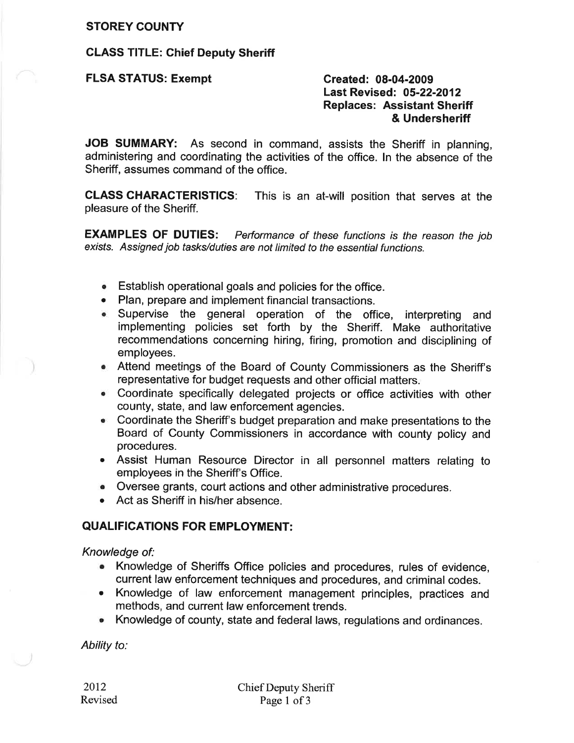**STOREY COUNTY**

**CLASS TITLE: Chief Deputy Sheriff**

**FLSA STATUS: Exempt**

**Created: 08-04-2009**
**Last Revised: 05-22-2012**
**Replaces: Assistant Sheriff & Undersheriff**

**JOB SUMMARY:** As second in command, assists the Sheriff in planning, administering and coordinating the activities of the office. In the absence of the Sheriff, assumes command of the office.

**CLASS CHARACTERISTICS**: This is an at-will position that serves at the pleasure of the Sheriff.

**EXAMPLES OF DUTIES:** *Performance of these functions is the reason the job exists. Assigned job tasks/duties are not limited to the essential functions.*

- Establish operational goals and policies for the office.
- Plan, prepare and implement financial transactions.
- Supervise the general operation of the office, interpreting and implementing policies set forth by the Sheriff. Make authoritative recommendations concerning hiring, firing, promotion and disciplining of employees.
- Attend meetings of the Board of County Commissioners as the Sheriff's representative for budget requests and other official matters.
- Coordinate specifically delegated projects or office activities with other county, state, and law enforcement agencies.
- Coordinate the Sheriff's budget preparation and make presentations to the Board of County Commissioners in accordance with county policy and procedures.
- Assist Human Resource Director in all personnel matters relating to employees in the Sheriff's Office.
- Oversee grants, court actions and other administrative procedures.
- Act as Sheriff in his/her absence.

## QUALIFICATIONS FOR EMPLOYMENT:

*Knowledge of:*

- Knowledge of Sheriffs Office policies and procedures, rules of evidence, current law enforcement techniques and procedures, and criminal codes.
- Knowledge of law enforcement management principles, practices and methods, and current law enforcement trends.
- Knowledge of county, state and federal laws, regulations and ordinances.

*Ability to:*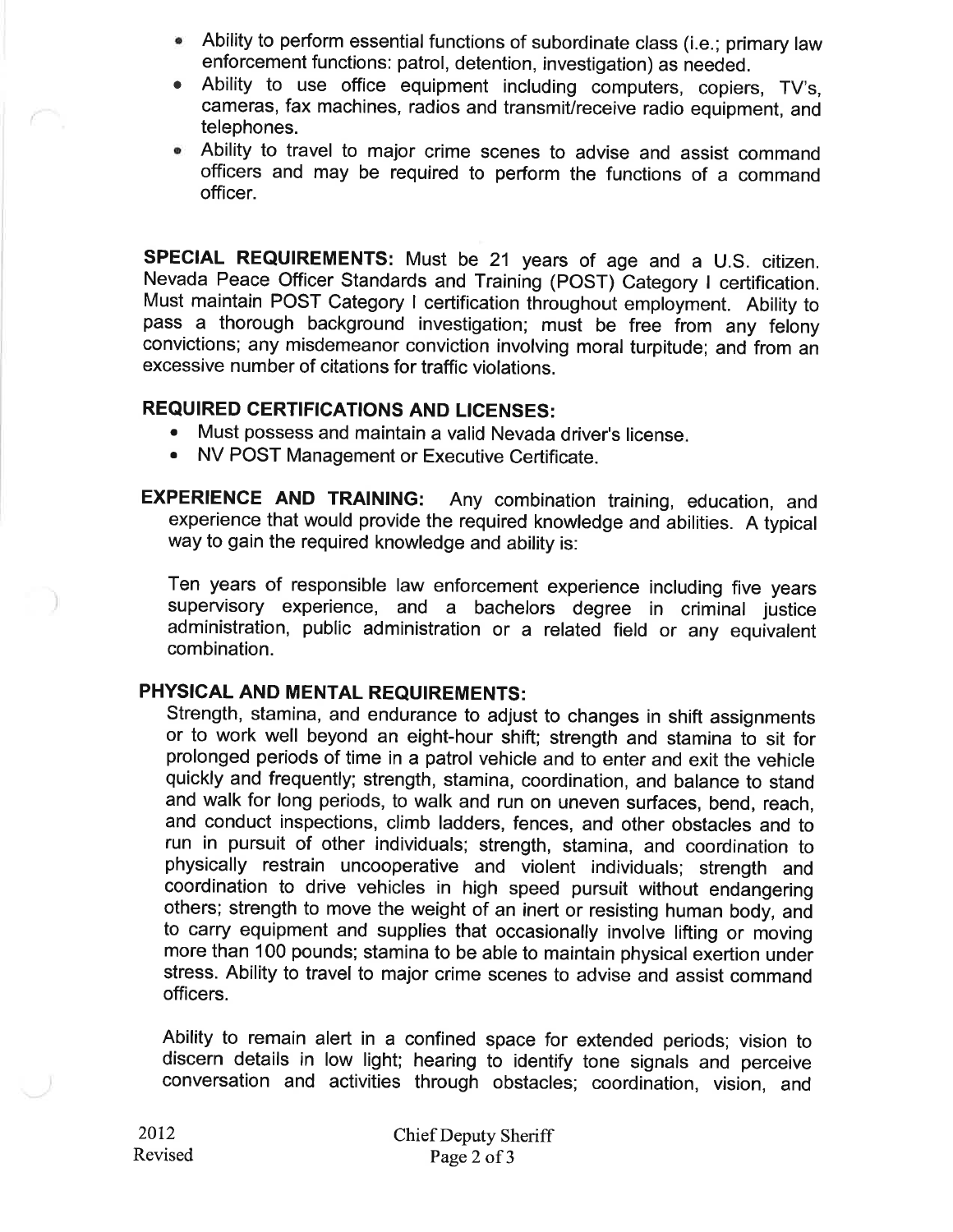- Ability to perform essential functions of subordinate class (i.e.; primary law enforcement functions: patrol, detention, investigation) as needed.
- Ability to use office equipment including computers, copiers, TV's, cameras, fax machines, radios and transmit/receive radio equipment, and telephones.
- Ability to travel to major crime scenes to advise and assist command officers and may be required to perform the functions of a command officer.

**SPECIAL REQUIREMENTS:** Must be 21 years of age and a U.S. citizen. Nevada Peace Officer Standards and Training (POST) Category I certification. Must maintain POST Category I certification throughout employment. Ability to pass a thorough background investigation; must be free from any felony convictions; any misdemeanor conviction involving moral turpitude; and from an excessive number of citations for traffic violations.

**REQUIRED CERTIFICATIONS AND LICENSES:**

- Must possess and maintain a valid Nevada driver's license.
- NV POST Management or Executive Certificate.

**EXPERIENCE AND TRAINING:** Any combination training, education, and experience that would provide the required knowledge and abilities. A typical way to gain the required knowledge and ability is:

Ten years of responsible law enforcement experience including five years supervisory experience, and a bachelors degree in criminal justice administration, public administration or a related field or any equivalent combination.

**PHYSICAL AND MENTAL REQUIREMENTS:**

Strength, stamina, and endurance to adjust to changes in shift assignments or to work well beyond an eight-hour shift; strength and stamina to sit for prolonged periods of time in a patrol vehicle and to enter and exit the vehicle quickly and frequently; strength, stamina, coordination, and balance to stand and walk for long periods, to walk and run on uneven surfaces, bend, reach, and conduct inspections, climb ladders, fences, and other obstacles and to run in pursuit of other individuals; strength, stamina, and coordination to physically restrain uncooperative and violent individuals; strength and coordination to drive vehicles in high speed pursuit without endangering others; strength to move the weight of an inert or resisting human body, and to carry equipment and supplies that occasionally involve lifting or moving more than 100 pounds; stamina to be able to maintain physical exertion under stress. Ability to travel to major crime scenes to advise and assist command officers.

Ability to remain alert in a confined space for extended periods; vision to discern details in low light; hearing to identify tone signals and perceive conversation and activities through obstacles; coordination, vision, and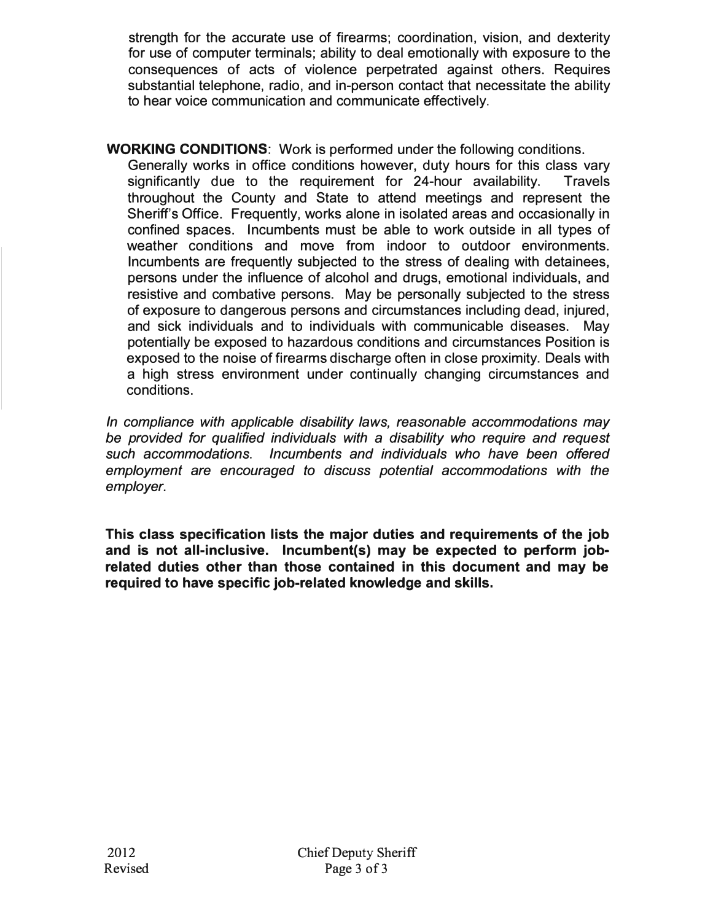strength for the accurate use of firearms; coordination, vision, and dexterity for use of computer terminals; ability to deal emotionally with exposure to the consequences of acts of violence perpetrated against others. Requires substantial telephone, radio, and in-person contact that necessitate the ability to hear voice communication and communicate effectively.

**WORKING CONDITIONS**: Work is performed under the following conditions.
Generally works in office conditions however, duty hours for this class vary significantly due to the requirement for 24-hour availability. Travels throughout the County and State to attend meetings and represent the Sheriff's Office. Frequently, works alone in isolated areas and occasionally in confined spaces. Incumbents must be able to work outside in all types of weather conditions and move from indoor to outdoor environments. Incumbents are frequently subjected to the stress of dealing with detainees, persons under the influence of alcohol and drugs, emotional individuals, and resistive and combative persons. May be personally subjected to the stress of exposure to dangerous persons and circumstances including dead, injured, and sick individuals and to individuals with communicable diseases. May potentially be exposed to hazardous conditions and circumstances Position is exposed to the noise of firearms discharge often in close proximity. Deals with a high stress environment under continually changing circumstances and conditions.

*In compliance with applicable disability laws, reasonable accommodations may be provided for qualified individuals with a disability who require and request such accommodations. Incumbents and individuals who have been offered employment are encouraged to discuss potential accommodations with the employer.*

**This class specification lists the major duties and requirements of the job and is not all-inclusive. Incumbent(s) may be expected to perform job-related duties other than those contained in this document and may be required to have specific job-related knowledge and skills.**

2012
Revised

Chief Deputy Sheriff